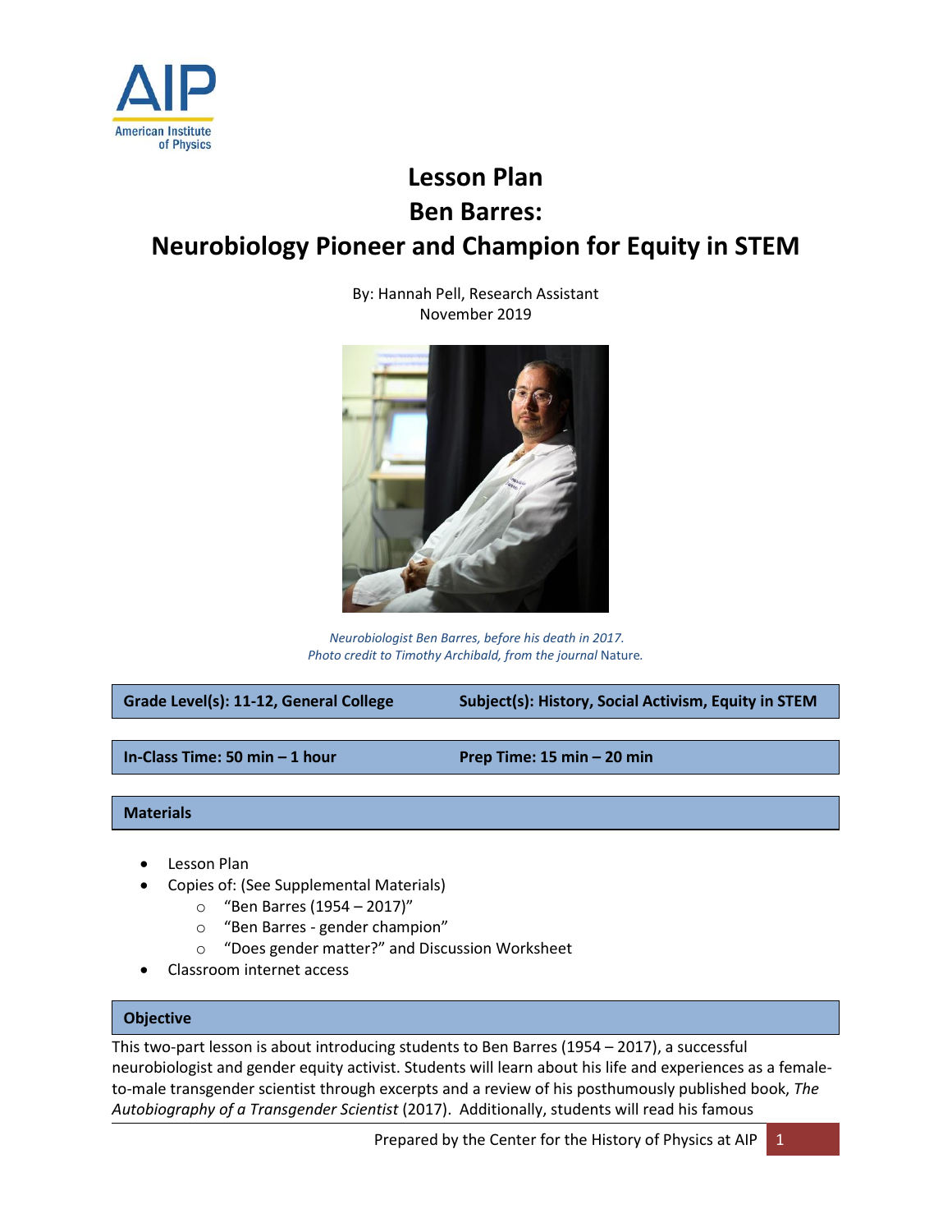# Lesson Plan
# Ben Barres:
# Neurobiology Pioneer and Champion for Equity in STEM

By: Hannah Pell, Research Assistant
November 2019

*Neurobiologist Ben Barres, before his death in 2017.*
*Photo credit to Timothy Archibald, from the journal* Nature.

| **Grade Level(s): 11-12, General College** | **Subject(s): History, Social Activism, Equity in STEM** |
|---|---|

| **In-Class Time: 50 min – 1 hour** | **Prep Time: 15 min – 20 min** |
|---|---|

## Materials

- Lesson Plan
- Copies of: (See Supplemental Materials)
  - "Ben Barres (1954 – 2017)"
  - "Ben Barres - gender champion"
  - "Does gender matter?" and Discussion Worksheet
- Classroom internet access

## Objective

This two-part lesson is about introducing students to Ben Barres (1954 – 2017), a successful neurobiologist and gender equity activist. Students will learn about his life and experiences as a female-to-male transgender scientist through excerpts and a review of his posthumously published book, *The Autobiography of a Transgender Scientist* (2017). Additionally, students will read his famous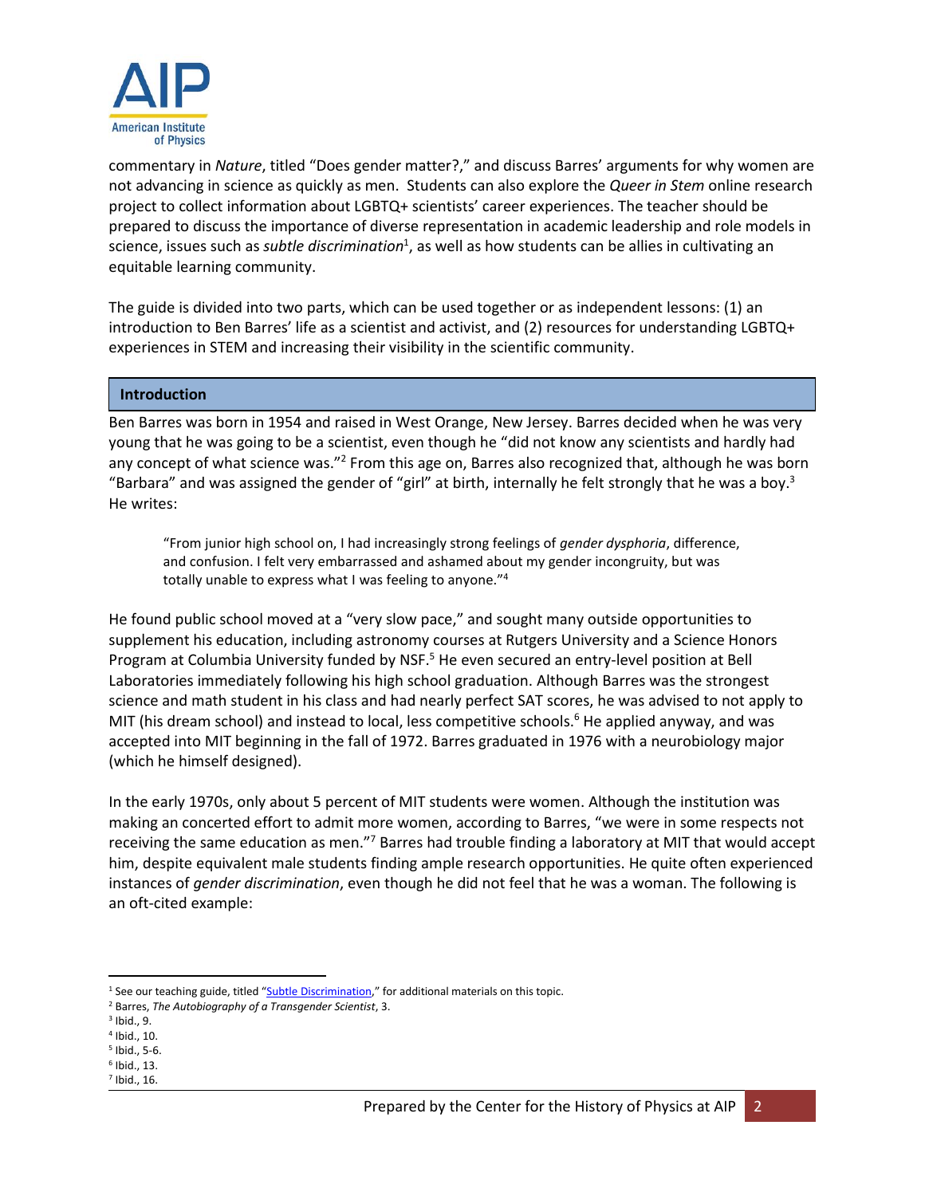commentary in *Nature*, titled "Does gender matter?," and discuss Barres' arguments for why women are not advancing in science as quickly as men. Students can also explore the *Queer in Stem* online research project to collect information about LGBTQ+ scientists' career experiences. The teacher should be prepared to discuss the importance of diverse representation in academic leadership and role models in science, issues such as *subtle discrimination*[1], as well as how students can be allies in cultivating an equitable learning community.

The guide is divided into two parts, which can be used together or as independent lessons: (1) an introduction to Ben Barres' life as a scientist and activist, and (2) resources for understanding LGBTQ+ experiences in STEM and increasing their visibility in the scientific community.

## Introduction

Ben Barres was born in 1954 and raised in West Orange, New Jersey. Barres decided when he was very young that he was going to be a scientist, even though he "did not know any scientists and hardly had any concept of what science was."[2] From this age on, Barres also recognized that, although he was born "Barbara" and was assigned the gender of "girl" at birth, internally he felt strongly that he was a boy.[3] He writes:

> "From junior high school on, I had increasingly strong feelings of *gender dysphoria*, difference, and confusion. I felt very embarrassed and ashamed about my gender incongruity, but was totally unable to express what I was feeling to anyone."[4]

He found public school moved at a "very slow pace," and sought many outside opportunities to supplement his education, including astronomy courses at Rutgers University and a Science Honors Program at Columbia University funded by NSF.[5] He even secured an entry-level position at Bell Laboratories immediately following his high school graduation. Although Barres was the strongest science and math student in his class and had nearly perfect SAT scores, he was advised to not apply to MIT (his dream school) and instead to local, less competitive schools.[6] He applied anyway, and was accepted into MIT beginning in the fall of 1972. Barres graduated in 1976 with a neurobiology major (which he himself designed).

In the early 1970s, only about 5 percent of MIT students were women. Although the institution was making an concerted effort to admit more women, according to Barres, "we were in some respects not receiving the same education as men."[7] Barres had trouble finding a laboratory at MIT that would accept him, despite equivalent male students finding ample research opportunities. He quite often experienced instances of *gender discrimination*, even though he did not feel that he was a woman. The following is an oft-cited example:

---

[1] See our teaching guide, titled "Subtle Discrimination," for additional materials on this topic.

[2] Barres, *The Autobiography of a Transgender Scientist*, 3.

[3] Ibid., 9.

[4] Ibid., 10.

[5] Ibid., 5-6.

[6] Ibid., 13.

[7] Ibid., 16.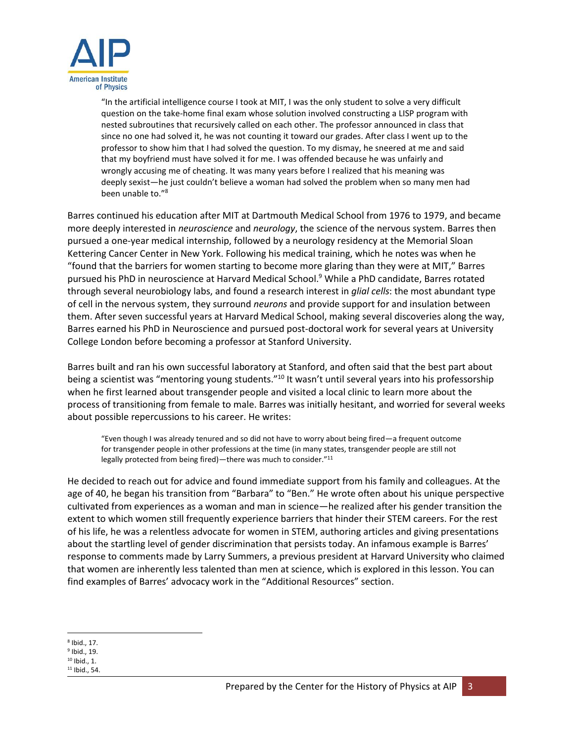> "In the artificial intelligence course I took at MIT, I was the only student to solve a very difficult question on the take-home final exam whose solution involved constructing a LISP program with nested subroutines that recursively called on each other. The professor announced in class that since no one had solved it, he was not counting it toward our grades. After class I went up to the professor to show him that I had solved the question. To my dismay, he sneered at me and said that my boyfriend must have solved it for me. I was offended because he was unfairly and wrongly accusing me of cheating. It was many years before I realized that his meaning was deeply sexist—he just couldn't believe a woman had solved the problem when so many men had been unable to."[8]

Barres continued his education after MIT at Dartmouth Medical School from 1976 to 1979, and became more deeply interested in *neuroscience* and *neurology*, the science of the nervous system. Barres then pursued a one-year medical internship, followed by a neurology residency at the Memorial Sloan Kettering Cancer Center in New York. Following his medical training, which he notes was when he "found that the barriers for women starting to become more glaring than they were at MIT," Barres pursued his PhD in neuroscience at Harvard Medical School.[9] While a PhD candidate, Barres rotated through several neurobiology labs, and found a research interest in *glial cells*: the most abundant type of cell in the nervous system, they surround *neurons* and provide support for and insulation between them. After seven successful years at Harvard Medical School, making several discoveries along the way, Barres earned his PhD in Neuroscience and pursued post-doctoral work for several years at University College London before becoming a professor at Stanford University.

Barres built and ran his own successful laboratory at Stanford, and often said that the best part about being a scientist was "mentoring young students."[10] It wasn't until several years into his professorship when he first learned about transgender people and visited a local clinic to learn more about the process of transitioning from female to male. Barres was initially hesitant, and worried for several weeks about possible repercussions to his career. He writes:

> "Even though I was already tenured and so did not have to worry about being fired—a frequent outcome for transgender people in other professions at the time (in many states, transgender people are still not legally protected from being fired)—there was much to consider."[11]

He decided to reach out for advice and found immediate support from his family and colleagues. At the age of 40, he began his transition from "Barbara" to "Ben." He wrote often about his unique perspective cultivated from experiences as a woman and man in science—he realized after his gender transition the extent to which women still frequently experience barriers that hinder their STEM careers. For the rest of his life, he was a relentless advocate for women in STEM, authoring articles and giving presentations about the startling level of gender discrimination that persists today. An infamous example is Barres' response to comments made by Larry Summers, a previous president at Harvard University who claimed that women are inherently less talented than men at science, which is explored in this lesson. You can find examples of Barres' advocacy work in the "Additional Resources" section.

---

[8] Ibid., 17.
[9] Ibid., 19.
[10] Ibid., 1.
[11] Ibid., 54.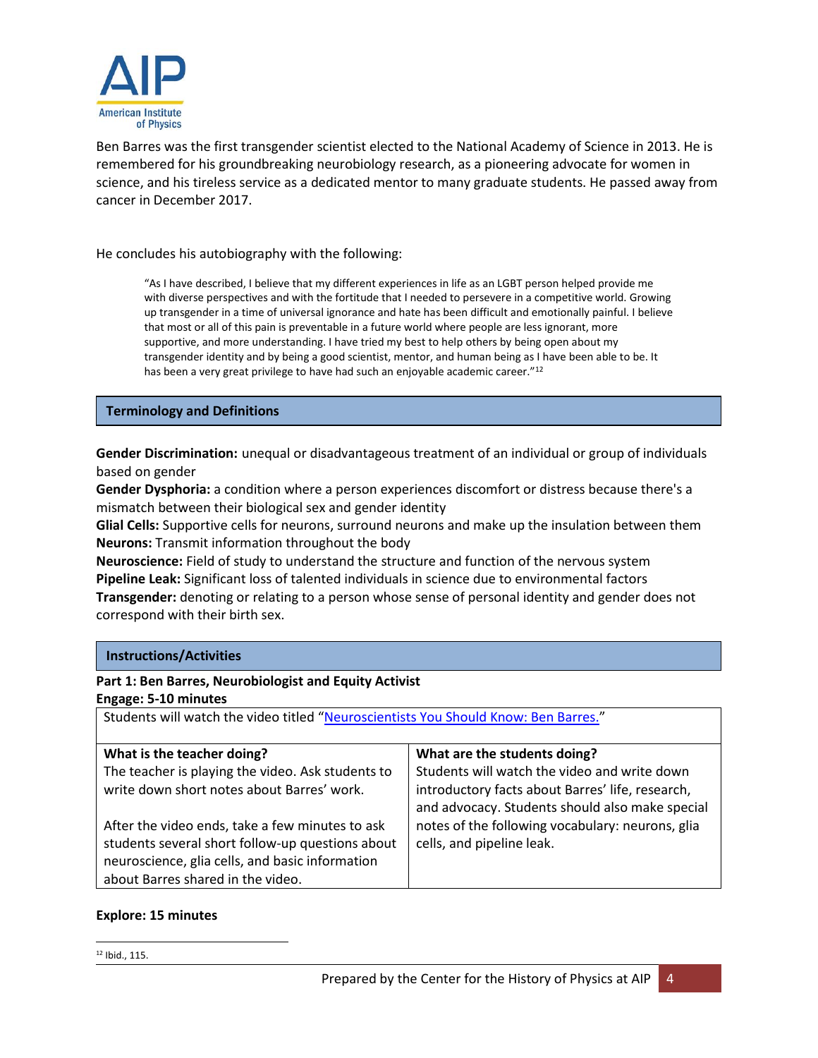Ben Barres was the first transgender scientist elected to the National Academy of Science in 2013. He is remembered for his groundbreaking neurobiology research, as a pioneering advocate for women in science, and his tireless service as a dedicated mentor to many graduate students. He passed away from cancer in December 2017.

He concludes his autobiography with the following:

> "As I have described, I believe that my different experiences in life as an LGBT person helped provide me with diverse perspectives and with the fortitude that I needed to persevere in a competitive world. Growing up transgender in a time of universal ignorance and hate has been difficult and emotionally painful. I believe that most or all of this pain is preventable in a future world where people are less ignorant, more supportive, and more understanding. I have tried my best to help others by being open about my transgender identity and by being a good scientist, mentor, and human being as I have been able to be. It has been a very great privilege to have had such an enjoyable academic career."[12]

## Terminology and Definitions

**Gender Discrimination:** unequal or disadvantageous treatment of an individual or group of individuals based on gender
**Gender Dysphoria:** a condition where a person experiences discomfort or distress because there's a mismatch between their biological sex and gender identity
**Glial Cells:** Supportive cells for neurons, surround neurons and make up the insulation between them
**Neurons:** Transmit information throughout the body
**Neuroscience:** Field of study to understand the structure and function of the nervous system
**Pipeline Leak:** Significant loss of talented individuals in science due to environmental factors
**Transgender:** denoting or relating to a person whose sense of personal identity and gender does not correspond with their birth sex.

## Instructions/Activities

**Part 1: Ben Barres, Neurobiologist and Equity Activist**
**Engage: 5-10 minutes**

Students will watch the video titled "Neuroscientists You Should Know: Ben Barres."

| What is the teacher doing? | What are the students doing? |
|---|---|
| The teacher is playing the video. Ask students to write down short notes about Barres' work.<br><br>After the video ends, take a few minutes to ask students several short follow-up questions about neuroscience, glia cells, and basic information about Barres shared in the video. | Students will watch the video and write down introductory facts about Barres' life, research, and advocacy. Students should also make special notes of the following vocabulary: neurons, glia cells, and pipeline leak. |

**Explore: 15 minutes**

[12] Ibid., 115.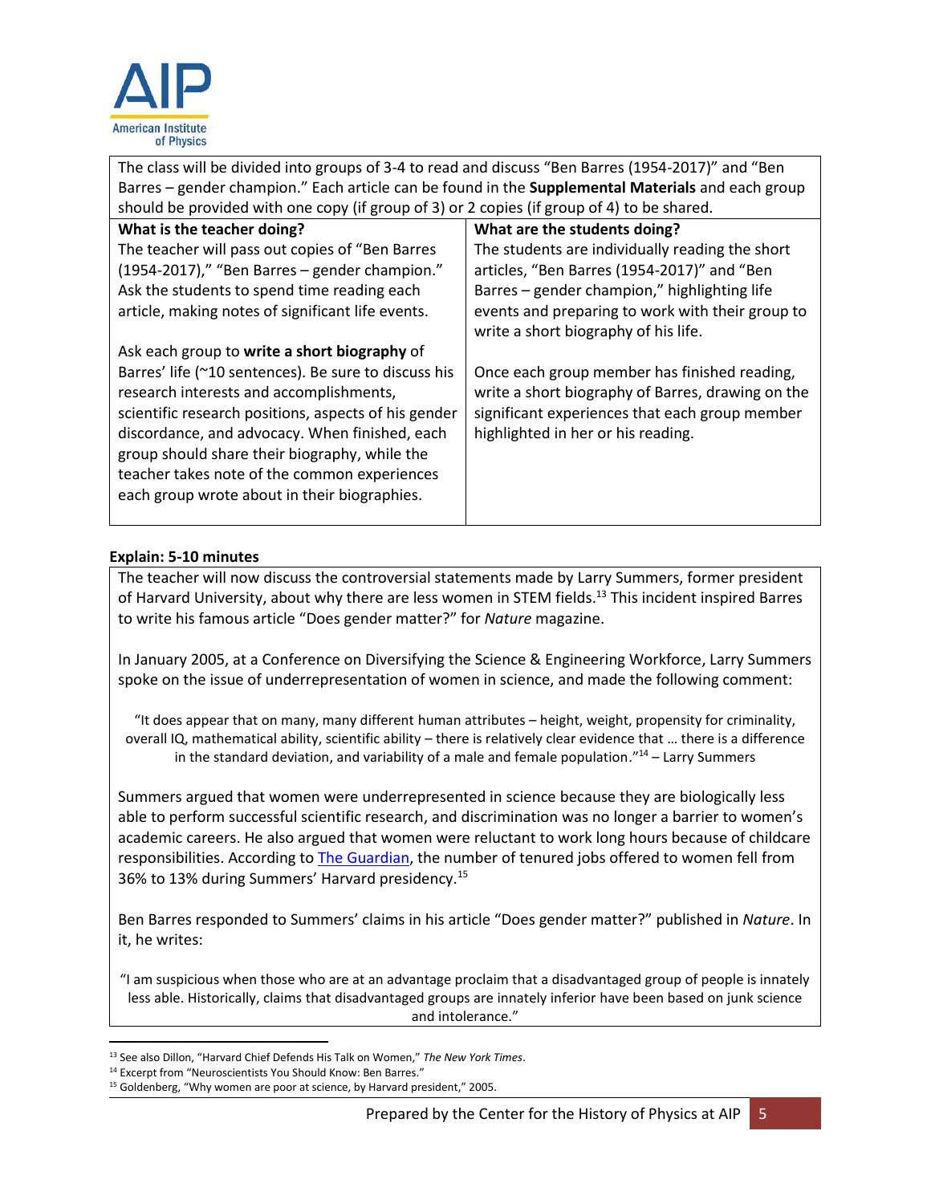The class will be divided into groups of 3-4 to read and discuss "Ben Barres (1954-2017)" and "Ben Barres – gender champion." Each article can be found in the **Supplemental Materials** and each group should be provided with one copy (if group of 3) or 2 copies (if group of 4) to be shared.

| **What is the teacher doing?** | **What are the students doing?** |
| --- | --- |
| The teacher will pass out copies of "Ben Barres (1954-2017)," "Ben Barres – gender champion." Ask the students to spend time reading each article, making notes of significant life events.<br><br>Ask each group to **write a short biography** of Barres' life (~10 sentences). Be sure to discuss his research interests and accomplishments, scientific research positions, aspects of his gender discordance, and advocacy. When finished, each group should share their biography, while the teacher takes note of the common experiences each group wrote about in their biographies. | The students are individually reading the short articles, "Ben Barres (1954-2017)" and "Ben Barres – gender champion," highlighting life events and preparing to work with their group to write a short biography of his life.<br><br>Once each group member has finished reading, write a short biography of Barres, drawing on the significant experiences that each group member highlighted in her or his reading. |

**Explain: 5-10 minutes**

The teacher will now discuss the controversial statements made by Larry Summers, former president of Harvard University, about why there are less women in STEM fields.[13] This incident inspired Barres to write his famous article "Does gender matter?" for *Nature* magazine.

In January 2005, at a Conference on Diversifying the Science & Engineering Workforce, Larry Summers spoke on the issue of underrepresentation of women in science, and made the following comment:

> "It does appear that on many, many different human attributes – height, weight, propensity for criminality, overall IQ, mathematical ability, scientific ability – there is relatively clear evidence that … there is a difference in the standard deviation, and variability of a male and female population."[14] – Larry Summers

Summers argued that women were underrepresented in science because they are biologically less able to perform successful scientific research, and discrimination was no longer a barrier to women's academic careers. He also argued that women were reluctant to work long hours because of childcare responsibilities. According to The Guardian, the number of tenured jobs offered to women fell from 36% to 13% during Summers' Harvard presidency.[15]

Ben Barres responded to Summers' claims in his article "Does gender matter?" published in *Nature*. In it, he writes:

> "I am suspicious when those who are at an advantage proclaim that a disadvantaged group of people is innately less able. Historically, claims that disadvantaged groups are innately inferior have been based on junk science and intolerance."

[13] See also Dillon, "Harvard Chief Defends His Talk on Women," *The New York Times*.

[14] Excerpt from "Neuroscientists You Should Know: Ben Barres."

[15] Goldenberg, "Why women are poor at science, by Harvard president," 2005.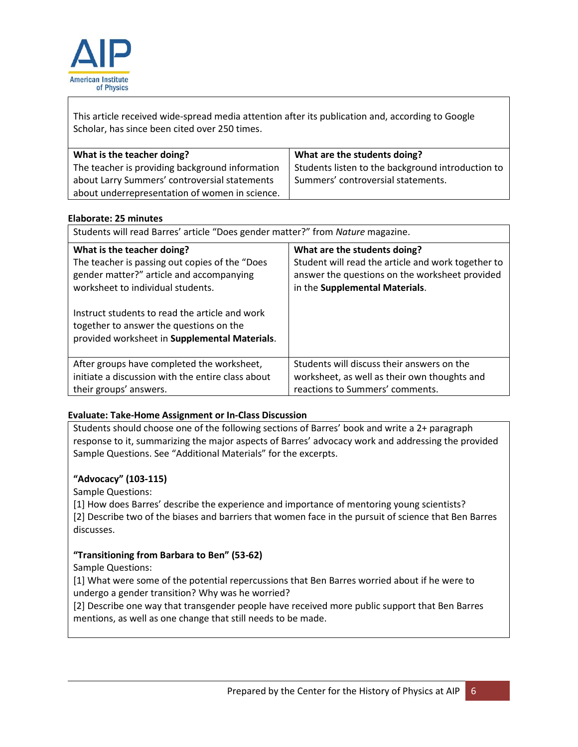This article received wide-spread media attention after its publication and, according to Google Scholar, has since been cited over 250 times.

| What is the teacher doing? | What are the students doing? |
|---|---|
| The teacher is providing background information about Larry Summers' controversial statements about underrepresentation of women in science. | Students listen to the background introduction to Summers' controversial statements. |

**Elaborate: 25 minutes**

Students will read Barres' article "Does gender matter?" from *Nature* magazine.

| What is the teacher doing? | What are the students doing? |
|---|---|
| The teacher is passing out copies of the "Does gender matter?" article and accompanying worksheet to individual students.<br><br>Instruct students to read the article and work together to answer the questions on the provided worksheet in **Supplemental Materials**. | Student will read the article and work together to answer the questions on the worksheet provided in the **Supplemental Materials**. |
| After groups have completed the worksheet, initiate a discussion with the entire class about their groups' answers. | Students will discuss their answers on the worksheet, as well as their own thoughts and reactions to Summers' comments. |

**Evaluate: Take-Home Assignment or In-Class Discussion**

Students should choose one of the following sections of Barres' book and write a 2+ paragraph response to it, summarizing the major aspects of Barres' advocacy work and addressing the provided Sample Questions. See "Additional Materials" for the excerpts.

**"Advocacy" (103-115)**

Sample Questions:
[1] How does Barres' describe the experience and importance of mentoring young scientists?
[2] Describe two of the biases and barriers that women face in the pursuit of science that Ben Barres discusses.

**"Transitioning from Barbara to Ben" (53-62)**

Sample Questions:
[1] What were some of the potential repercussions that Ben Barres worried about if he were to undergo a gender transition? Why was he worried?
[2] Describe one way that transgender people have received more public support that Ben Barres mentions, as well as one change that still needs to be made.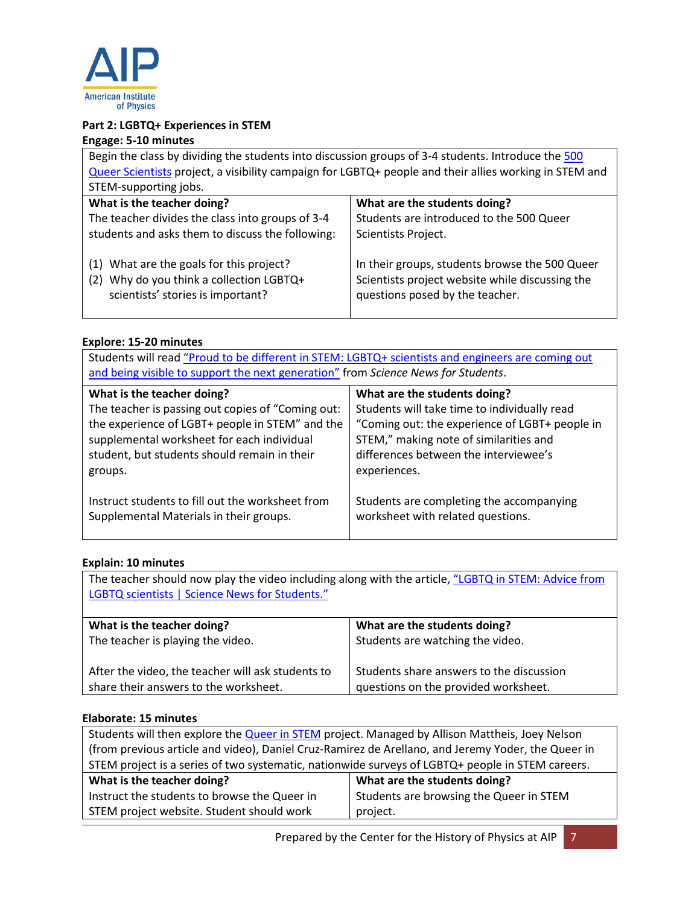**Part 2: LGBTQ+ Experiences in STEM**

**Engage: 5-10 minutes**

Begin the class by dividing the students into discussion groups of 3-4 students. Introduce the [500 Queer Scientists]() project, a visibility campaign for LGBTQ+ people and their allies working in STEM and STEM-supporting jobs.

| What is the teacher doing? | What are the students doing? |
|---|---|
| The teacher divides the class into groups of 3-4 students and asks them to discuss the following:<br><br>(1) What are the goals for this project?<br>(2) Why do you think a collection LGBTQ+ scientists' stories is important? | Students are introduced to the 500 Queer Scientists Project.<br><br>In their groups, students browse the 500 Queer Scientists project website while discussing the questions posed by the teacher. |

**Explore: 15-20 minutes**

Students will read ["Proud to be different in STEM: LGBTQ+ scientists and engineers are coming out and being visible to support the next generation"]() from *Science News for Students*.

| What is the teacher doing? | What are the students doing? |
|---|---|
| The teacher is passing out copies of "Coming out: the experience of LGBT+ people in STEM" and the supplemental worksheet for each individual student, but students should remain in their groups.<br><br>Instruct students to fill out the worksheet from Supplemental Materials in their groups. | Students will take time to individually read "Coming out: the experience of LGBT+ people in STEM," making note of similarities and differences between the interviewee's experiences.<br><br>Students are completing the accompanying worksheet with related questions. |

**Explain: 10 minutes**

The teacher should now play the video including along with the article, ["LGBTQ in STEM: Advice from LGBTQ scientists | Science News for Students."]()

| What is the teacher doing? | What are the students doing? |
|---|---|
| The teacher is playing the video.<br><br>After the video, the teacher will ask students to share their answers to the worksheet. | Students are watching the video.<br><br>Students share answers to the discussion questions on the provided worksheet. |

**Elaborate: 15 minutes**

Students will then explore the [Queer in STEM]() project. Managed by Allison Mattheis, Joey Nelson (from previous article and video), Daniel Cruz-Ramirez de Arellano, and Jeremy Yoder, the Queer in STEM project is a series of two systematic, nationwide surveys of LGBTQ+ people in STEM careers.

| What is the teacher doing? | What are the students doing? |
|---|---|
| Instruct the students to browse the Queer in STEM project website. Student should work | Students are browsing the Queer in STEM project. |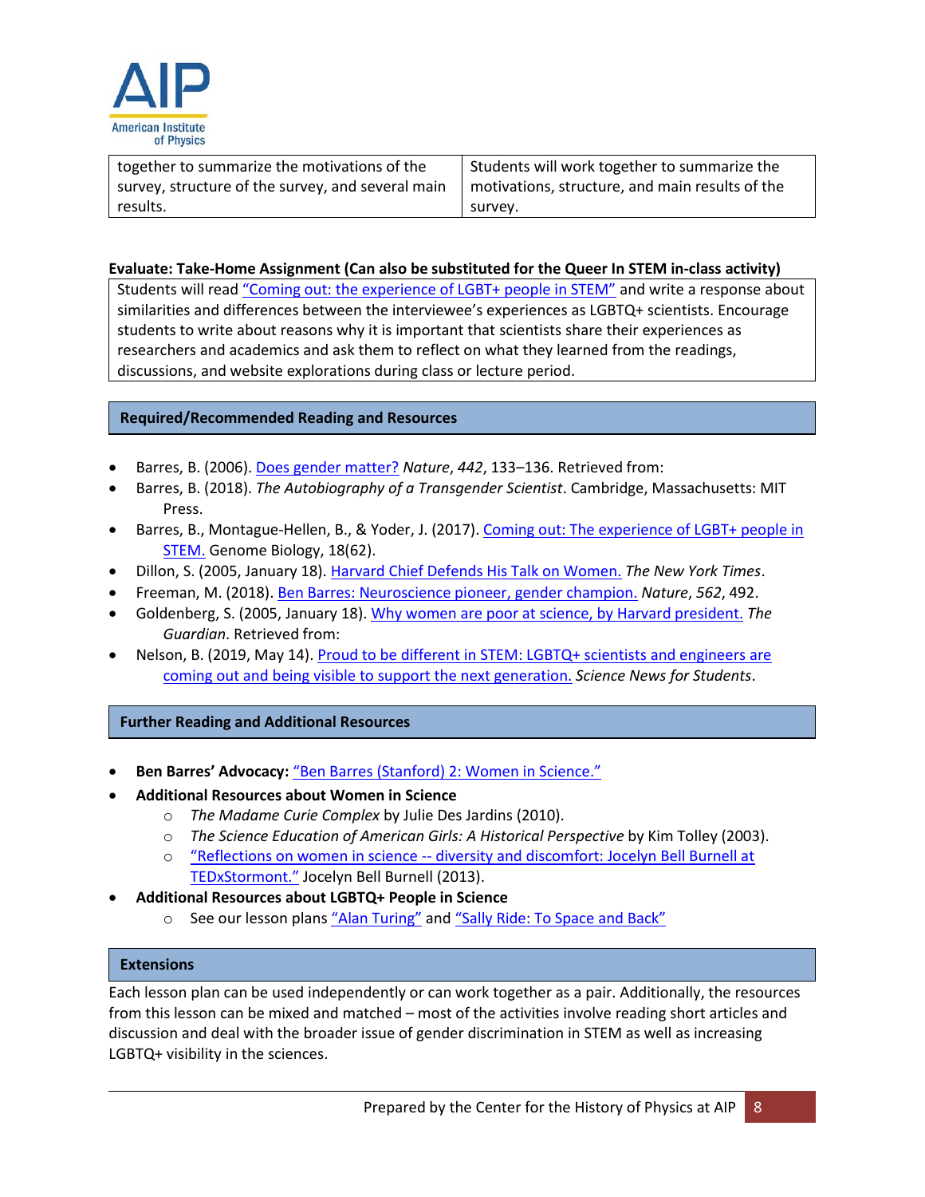| together to summarize the motivations of the survey, structure of the survey, and several main results. | Students will work together to summarize the motivations, structure, and main results of the survey. |
|---|---|

**Evaluate: Take-Home Assignment (Can also be substituted for the Queer In STEM in-class activity)**

Students will read "Coming out: the experience of LGBT+ people in STEM" and write a response about similarities and differences between the interviewee's experiences as LGBTQ+ scientists. Encourage students to write about reasons why it is important that scientists share their experiences as researchers and academics and ask them to reflect on what they learned from the readings, discussions, and website explorations during class or lecture period.

## Required/Recommended Reading and Resources

- Barres, B. (2006). Does gender matter? *Nature*, *442*, 133–136. Retrieved from:
- Barres, B. (2018). *The Autobiography of a Transgender Scientist*. Cambridge, Massachusetts: MIT Press.
- Barres, B., Montague-Hellen, B., & Yoder, J. (2017). Coming out: The experience of LGBT+ people in STEM. Genome Biology, 18(62).
- Dillon, S. (2005, January 18). Harvard Chief Defends His Talk on Women. *The New York Times*.
- Freeman, M. (2018). Ben Barres: Neuroscience pioneer, gender champion. *Nature*, *562*, 492.
- Goldenberg, S. (2005, January 18). Why women are poor at science, by Harvard president. *The Guardian*. Retrieved from:
- Nelson, B. (2019, May 14). Proud to be different in STEM: LGBTQ+ scientists and engineers are coming out and being visible to support the next generation. *Science News for Students*.

## Further Reading and Additional Resources

- **Ben Barres' Advocacy:** "Ben Barres (Stanford) 2: Women in Science."
- **Additional Resources about Women in Science**
  - *The Madame Curie Complex* by Julie Des Jardins (2010).
  - *The Science Education of American Girls: A Historical Perspective* by Kim Tolley (2003).
  - "Reflections on women in science -- diversity and discomfort: Jocelyn Bell Burnell at TEDxStormont." Jocelyn Bell Burnell (2013).
- **Additional Resources about LGBTQ+ People in Science**
  - See our lesson plans "Alan Turing" and "Sally Ride: To Space and Back"

## Extensions

Each lesson plan can be used independently or can work together as a pair. Additionally, the resources from this lesson can be mixed and matched – most of the activities involve reading short articles and discussion and deal with the broader issue of gender discrimination in STEM as well as increasing LGBTQ+ visibility in the sciences.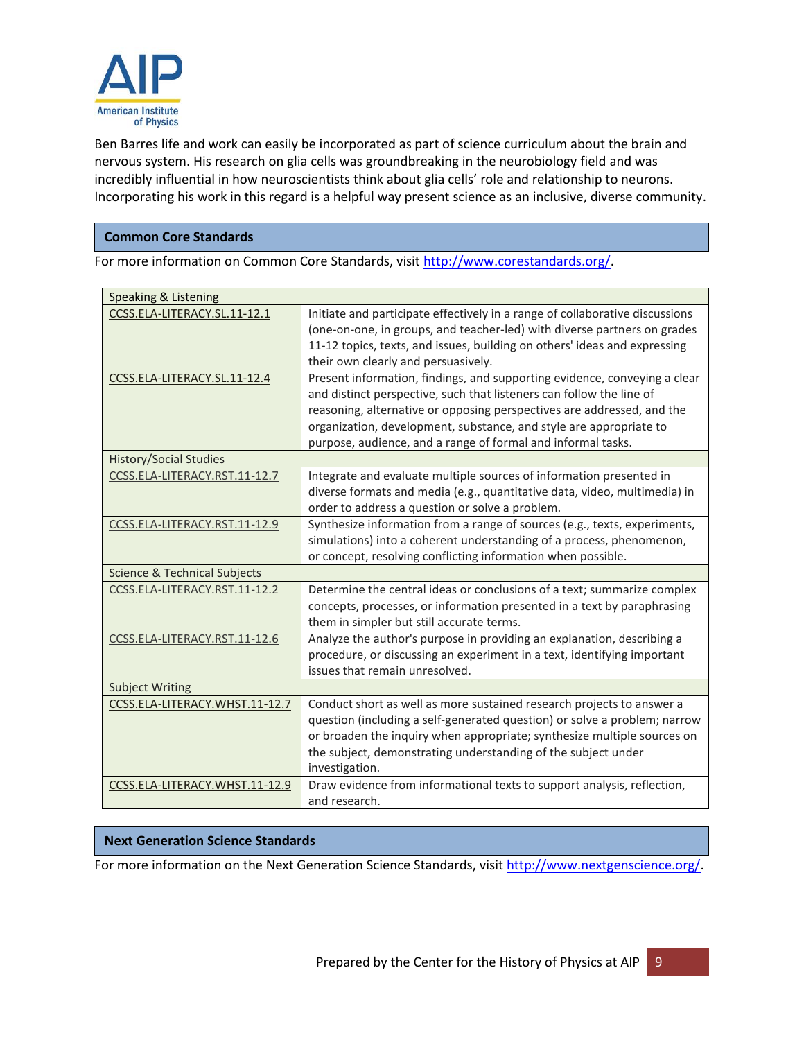Ben Barres life and work can easily be incorporated as part of science curriculum about the brain and nervous system. His research on glia cells was groundbreaking in the neurobiology field and was incredibly influential in how neuroscientists think about glia cells' role and relationship to neurons. Incorporating his work in this regard is a helpful way present science as an inclusive, diverse community.

## Common Core Standards

For more information on Common Core Standards, visit http://www.corestandards.org/.

| | |
|---|---|
| Speaking & Listening | |
| CCSS.ELA-LITERACY.SL.11-12.1 | Initiate and participate effectively in a range of collaborative discussions (one-on-one, in groups, and teacher-led) with diverse partners on grades 11-12 topics, texts, and issues, building on others' ideas and expressing their own clearly and persuasively. |
| CCSS.ELA-LITERACY.SL.11-12.4 | Present information, findings, and supporting evidence, conveying a clear and distinct perspective, such that listeners can follow the line of reasoning, alternative or opposing perspectives are addressed, and the organization, development, substance, and style are appropriate to purpose, audience, and a range of formal and informal tasks. |
| History/Social Studies | |
| CCSS.ELA-LITERACY.RST.11-12.7 | Integrate and evaluate multiple sources of information presented in diverse formats and media (e.g., quantitative data, video, multimedia) in order to address a question or solve a problem. |
| CCSS.ELA-LITERACY.RST.11-12.9 | Synthesize information from a range of sources (e.g., texts, experiments, simulations) into a coherent understanding of a process, phenomenon, or concept, resolving conflicting information when possible. |
| Science & Technical Subjects | |
| CCSS.ELA-LITERACY.RST.11-12.2 | Determine the central ideas or conclusions of a text; summarize complex concepts, processes, or information presented in a text by paraphrasing them in simpler but still accurate terms. |
| CCSS.ELA-LITERACY.RST.11-12.6 | Analyze the author's purpose in providing an explanation, describing a procedure, or discussing an experiment in a text, identifying important issues that remain unresolved. |
| Subject Writing | |
| CCSS.ELA-LITERACY.WHST.11-12.7 | Conduct short as well as more sustained research projects to answer a question (including a self-generated question) or solve a problem; narrow or broaden the inquiry when appropriate; synthesize multiple sources on the subject, demonstrating understanding of the subject under investigation. |
| CCSS.ELA-LITERACY.WHST.11-12.9 | Draw evidence from informational texts to support analysis, reflection, and research. |

## Next Generation Science Standards

For more information on the Next Generation Science Standards, visit http://www.nextgenscience.org/.